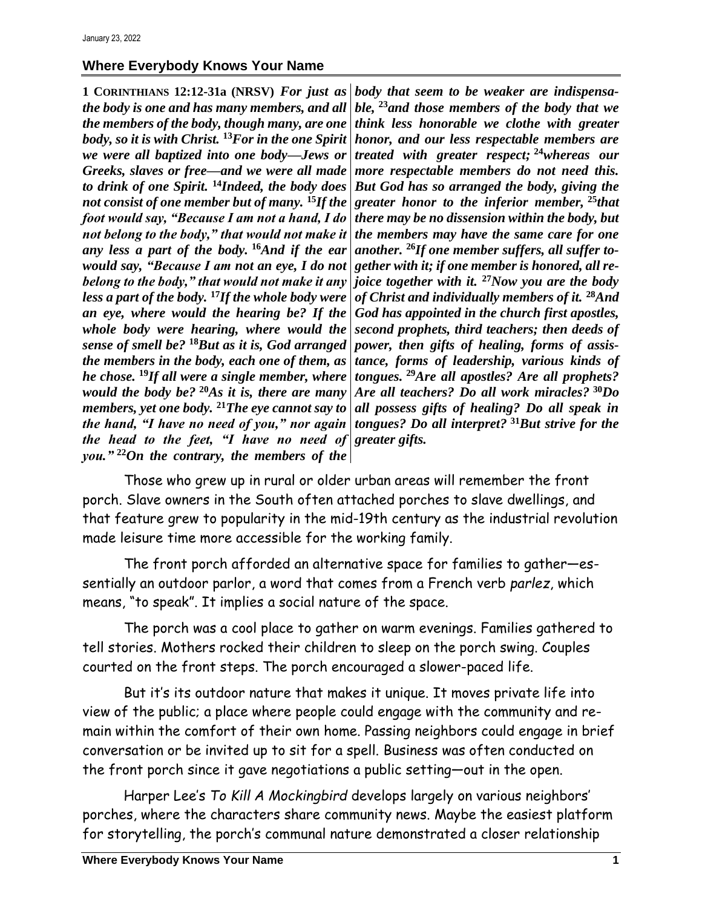January 23, 2022

## Where Everybody Knows Your Name

**1 CORINTHIANS 12:12-31a (NRSV)** ***For just as the body is one and has many members, and all the members of the body, though many, are one body, so it is with Christ. [13]For in the one Spirit we were all baptized into one body—Jews or Greeks, slaves or free—and we were all made to drink of one Spirit. [14]Indeed, the body does not consist of one member but of many. [15]If the foot would say, "Because I am not a hand, I do not belong to the body," that would not make it any less a part of the body. [16]And if the ear would say, "Because I am not an eye, I do not belong to the body," that would not make it any less a part of the body. [17]If the whole body were an eye, where would the hearing be? If the whole body were hearing, where would the sense of smell be? [18]But as it is, God arranged the members in the body, each one of them, as he chose. [19]If all were a single member, where would the body be? [20]As it is, there are many members, yet one body. [21]The eye cannot say to the hand, "I have no need of you," nor again the head to the feet, "I have no need of you." [22]On the contrary, the members of the body that seem to be weaker are indispensable, [23]and those members of the body that we think less honorable we clothe with greater honor, and our less respectable members are treated with greater respect; [24]whereas our more respectable members do not need this. But God has so arranged the body, giving the greater honor to the inferior member, [25]that there may be no dissension within the body, but the members may have the same care for one another. [26]If one member suffers, all suffer together with it; if one member is honored, all rejoice together with it. [27]Now you are the body of Christ and individually members of it. [28]And God has appointed in the church first apostles, second prophets, third teachers; then deeds of power, then gifts of healing, forms of assistance, forms of leadership, various kinds of tongues. [29]Are all apostles? Are all prophets? Are all teachers? Do all work miracles? [30]Do all possess gifts of healing? Do all speak in tongues? Do all interpret? [31]But strive for the greater gifts.***

Those who grew up in rural or older urban areas will remember the front porch. Slave owners in the South often attached porches to slave dwellings, and that feature grew to popularity in the mid-19th century as the industrial revolution made leisure time more accessible for the working family.

The front porch afforded an alternative space for families to gather—essentially an outdoor parlor, a word that comes from a French verb *parlez*, which means, "to speak". It implies a social nature of the space.

The porch was a cool place to gather on warm evenings. Families gathered to tell stories. Mothers rocked their children to sleep on the porch swing. Couples courted on the front steps. The porch encouraged a slower-paced life.

But it's its outdoor nature that makes it unique. It moves private life into view of the public; a place where people could engage with the community and remain within the comfort of their own home. Passing neighbors could engage in brief conversation or be invited up to sit for a spell. Business was often conducted on the front porch since it gave negotiations a public setting—out in the open.

Harper Lee's *To Kill A Mockingbird* develops largely on various neighbors' porches, where the characters share community news. Maybe the easiest platform for storytelling, the porch's communal nature demonstrated a closer relationship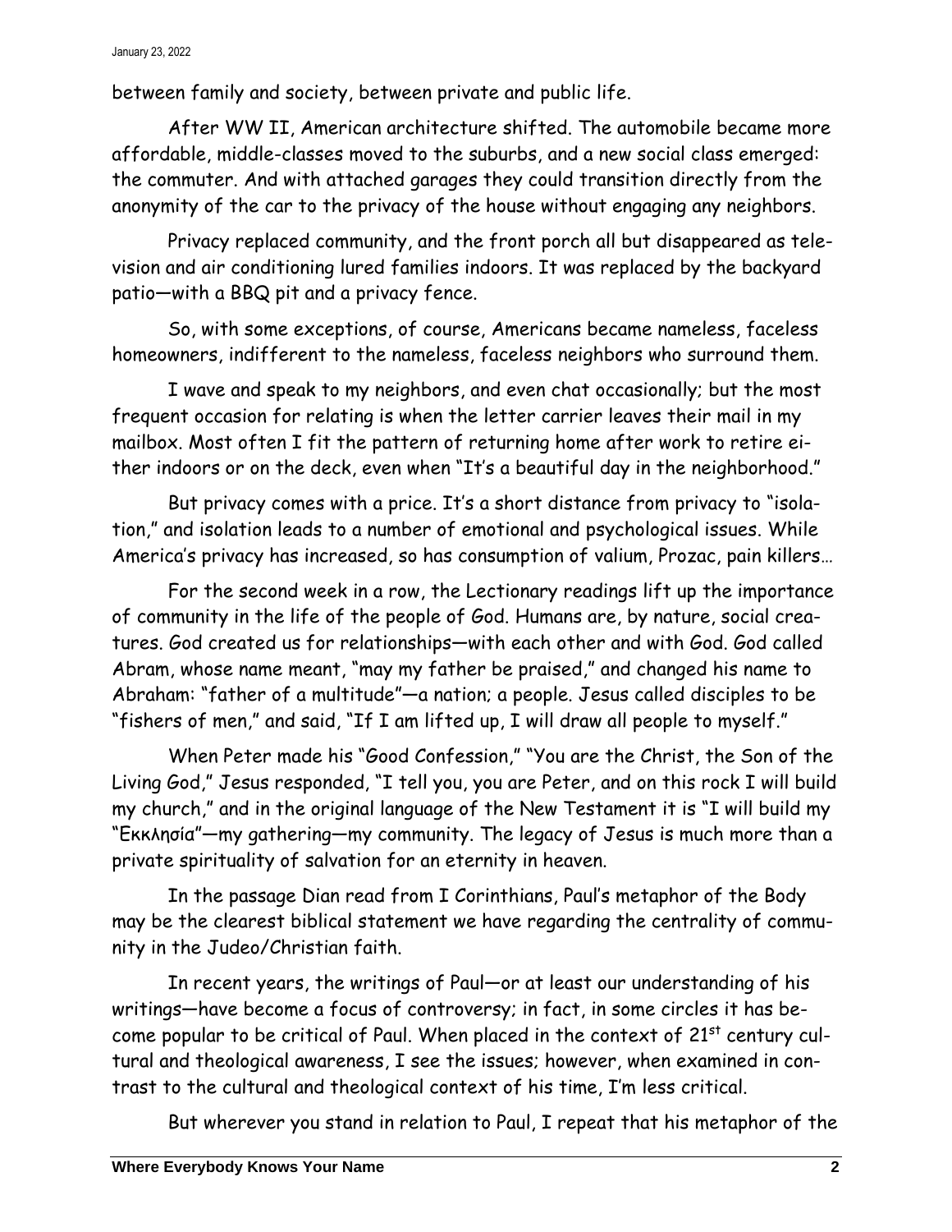between family and society, between private and public life.

After WW II, American architecture shifted. The automobile became more affordable, middle-classes moved to the suburbs, and a new social class emerged: the commuter. And with attached garages they could transition directly from the anonymity of the car to the privacy of the house without engaging any neighbors.

Privacy replaced community, and the front porch all but disappeared as television and air conditioning lured families indoors. It was replaced by the backyard patio—with a BBQ pit and a privacy fence.

So, with some exceptions, of course, Americans became nameless, faceless homeowners, indifferent to the nameless, faceless neighbors who surround them.

I wave and speak to my neighbors, and even chat occasionally; but the most frequent occasion for relating is when the letter carrier leaves their mail in my mailbox. Most often I fit the pattern of returning home after work to retire either indoors or on the deck, even when "It's a beautiful day in the neighborhood."

But privacy comes with a price. It's a short distance from privacy to "isolation," and isolation leads to a number of emotional and psychological issues. While America's privacy has increased, so has consumption of valium, Prozac, pain killers…

For the second week in a row, the Lectionary readings lift up the importance of community in the life of the people of God. Humans are, by nature, social creatures. God created us for relationships—with each other and with God. God called Abram, whose name meant, "may my father be praised," and changed his name to Abraham: "father of a multitude"—a nation; a people. Jesus called disciples to be "fishers of men," and said, "If I am lifted up, I will draw all people to myself."

When Peter made his "Good Confession," "You are the Christ, the Son of the Living God," Jesus responded, "I tell you, you are Peter, and on this rock I will build my church," and in the original language of the New Testament it is "I will build my "Εκκλησία"—my gathering—my community. The legacy of Jesus is much more than a private spirituality of salvation for an eternity in heaven.

In the passage Dian read from I Corinthians, Paul's metaphor of the Body may be the clearest biblical statement we have regarding the centrality of community in the Judeo/Christian faith.

In recent years, the writings of Paul—or at least our understanding of his writings—have become a focus of controversy; in fact, in some circles it has become popular to be critical of Paul. When placed in the context of 21st century cultural and theological awareness, I see the issues; however, when examined in contrast to the cultural and theological context of his time, I'm less critical.

But wherever you stand in relation to Paul, I repeat that his metaphor of the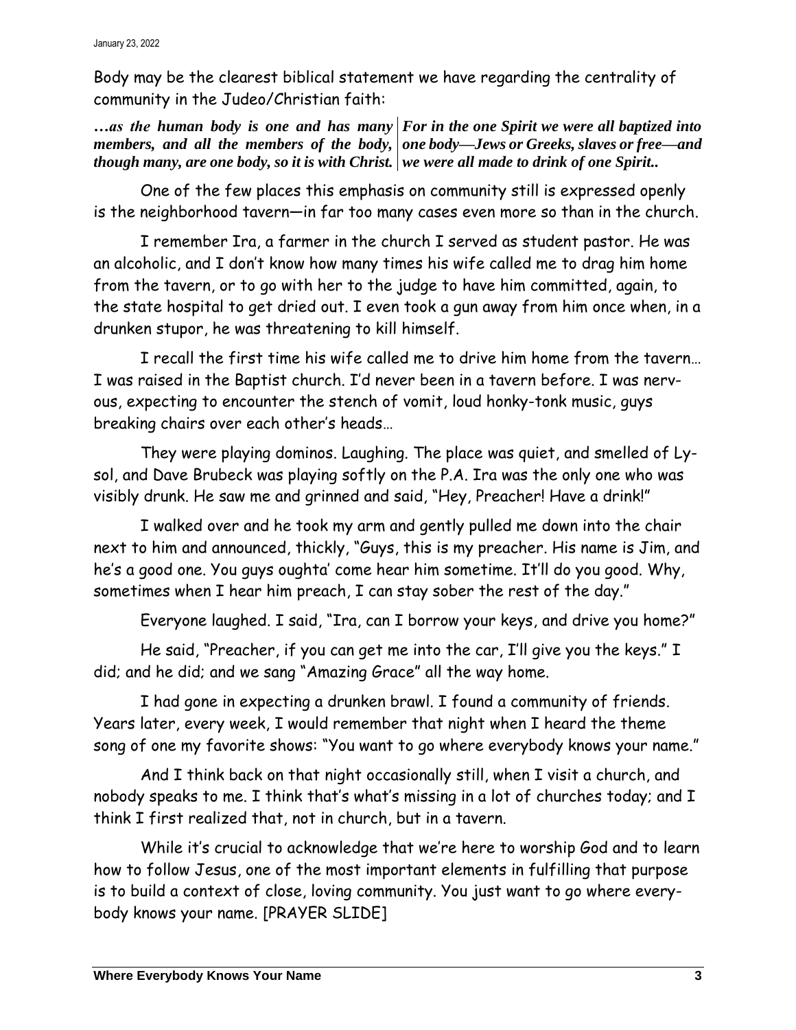Body may be the clearest biblical statement we have regarding the centrality of community in the Judeo/Christian faith:

***…as the human body is one and has many members, and all the members of the body, though many, are one body, so it is with Christ. For in the one Spirit we were all baptized into one body—Jews or Greeks, slaves or free—and we were all made to drink of one Spirit..***

One of the few places this emphasis on community still is expressed openly is the neighborhood tavern—in far too many cases even more so than in the church.

I remember Ira, a farmer in the church I served as student pastor. He was an alcoholic, and I don't know how many times his wife called me to drag him home from the tavern, or to go with her to the judge to have him committed, again, to the state hospital to get dried out. I even took a gun away from him once when, in a drunken stupor, he was threatening to kill himself.

I recall the first time his wife called me to drive him home from the tavern… I was raised in the Baptist church. I'd never been in a tavern before. I was nervous, expecting to encounter the stench of vomit, loud honky-tonk music, guys breaking chairs over each other's heads…

They were playing dominos. Laughing. The place was quiet, and smelled of Lysol, and Dave Brubeck was playing softly on the P.A. Ira was the only one who was visibly drunk. He saw me and grinned and said, "Hey, Preacher! Have a drink!"

I walked over and he took my arm and gently pulled me down into the chair next to him and announced, thickly, "Guys, this is my preacher. His name is Jim, and he's a good one. You guys oughta' come hear him sometime. It'll do you good. Why, sometimes when I hear him preach, I can stay sober the rest of the day."

Everyone laughed. I said, "Ira, can I borrow your keys, and drive you home?"

He said, "Preacher, if you can get me into the car, I'll give you the keys." I did; and he did; and we sang "Amazing Grace" all the way home.

I had gone in expecting a drunken brawl. I found a community of friends. Years later, every week, I would remember that night when I heard the theme song of one my favorite shows: "You want to go where everybody knows your name."

And I think back on that night occasionally still, when I visit a church, and nobody speaks to me. I think that's what's missing in a lot of churches today; and I think I first realized that, not in church, but in a tavern.

While it's crucial to acknowledge that we're here to worship God and to learn how to follow Jesus, one of the most important elements in fulfilling that purpose is to build a context of close, loving community. You just want to go where everybody knows your name. [PRAYER SLIDE]